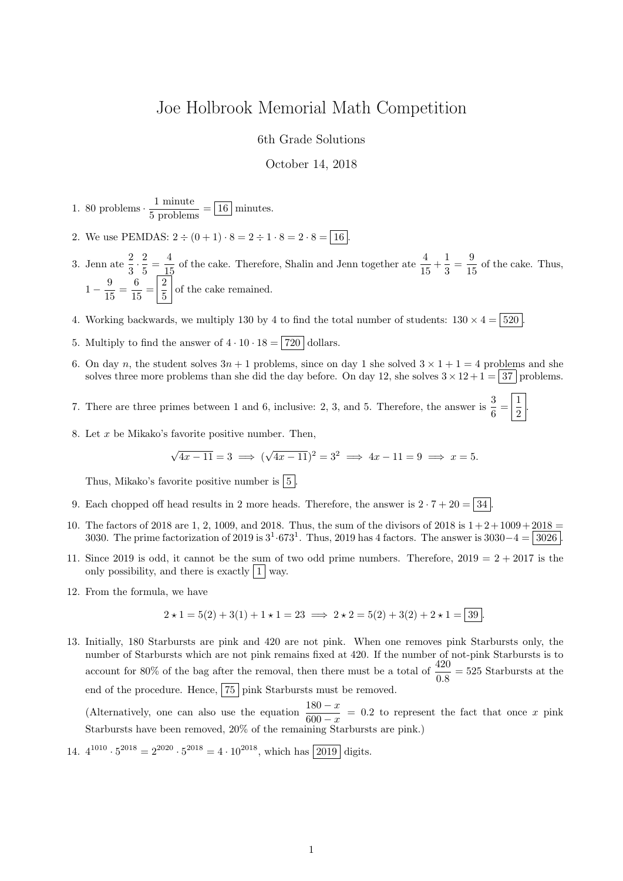# Joe Holbrook Memorial Math Competition

6th Grade Solutions

October 14, 2018

1. 80 problems $\cdot \dfrac{1 \text{ minute}}{5 \text{ problems}} = \boxed{16}$ minutes.

2. We use PEMDAS: $2 \div (0+1) \cdot 8 = 2 \div 1 \cdot 8 = 2 \cdot 8 = \boxed{16}$.

3. Jenn ate $\dfrac{2}{3} \cdot \dfrac{2}{5} = \dfrac{4}{15}$ of the cake. Therefore, Shalin and Jenn together ate $\dfrac{4}{15} + \dfrac{1}{3} = \dfrac{9}{15}$ of the cake. Thus, $1 - \dfrac{9}{15} = \dfrac{6}{15} = \boxed{\dfrac{2}{5}}$ of the cake remained.

4. Working backwards, we multiply 130 by 4 to find the total number of students: $130 \times 4 = \boxed{520}$.

5. Multiply to find the answer of $4 \cdot 10 \cdot 18 = \boxed{720}$ dollars.

6. On day $n$, the student solves $3n+1$ problems, since on day 1 she solved $3 \times 1 + 1 = 4$ problems and she solves three more problems than she did the day before. On day 12, she solves $3 \times 12 + 1 = \boxed{37}$ problems.

7. There are three primes between 1 and 6, inclusive: 2, 3, and 5. Therefore, the answer is $\dfrac{3}{6} = \boxed{\dfrac{1}{2}}$.

8. Let $x$ be Mikako's favorite positive number. Then,

$$\sqrt{4x-11} = 3 \implies (\sqrt{4x-11})^2 = 3^2 \implies 4x - 11 = 9 \implies x = 5.$$

   Thus, Mikako's favorite positive number is $\boxed{5}$.

9. Each chopped off head results in 2 more heads. Therefore, the answer is $2 \cdot 7 + 20 = \boxed{34}$.

10. The factors of 2018 are 1, 2, 1009, and 2018. Thus, the sum of the divisors of 2018 is $1 + 2 + 1009 + 2018 = 3030$. The prime factorization of 2019 is $3^1 \cdot 673^1$. Thus, 2019 has 4 factors. The answer is $3030 - 4 = \boxed{3026}$.

11. Since 2019 is odd, it cannot be the sum of two odd prime numbers. Therefore, $2019 = 2 + 2017$ is the only possibility, and there is exactly $\boxed{1}$ way.

12. From the formula, we have

$$2 \star 1 = 5(2) + 3(1) + 1 \star 1 = 23 \implies 2 \star 2 = 5(2) + 3(2) + 2 \star 1 = \boxed{39}.$$

13. Initially, 180 Starbursts are pink and 420 are not pink. When one removes pink Starbursts only, the number of Starbursts which are not pink remains fixed at 420. If the number of not-pink Starbursts is to account for 80% of the bag after the removal, then there must be a total of $\dfrac{420}{0.8} = 525$ Starbursts at the end of the procedure. Hence, $\boxed{75}$ pink Starbursts must be removed.

   (Alternatively, one can also use the equation $\dfrac{180-x}{600-x} = 0.2$ to represent the fact that once $x$ pink Starbursts have been removed, 20% of the remaining Starbursts are pink.)

14. $4^{1010} \cdot 5^{2018} = 2^{2020} \cdot 5^{2018} = 4 \cdot 10^{2018}$, which has $\boxed{2019}$ digits.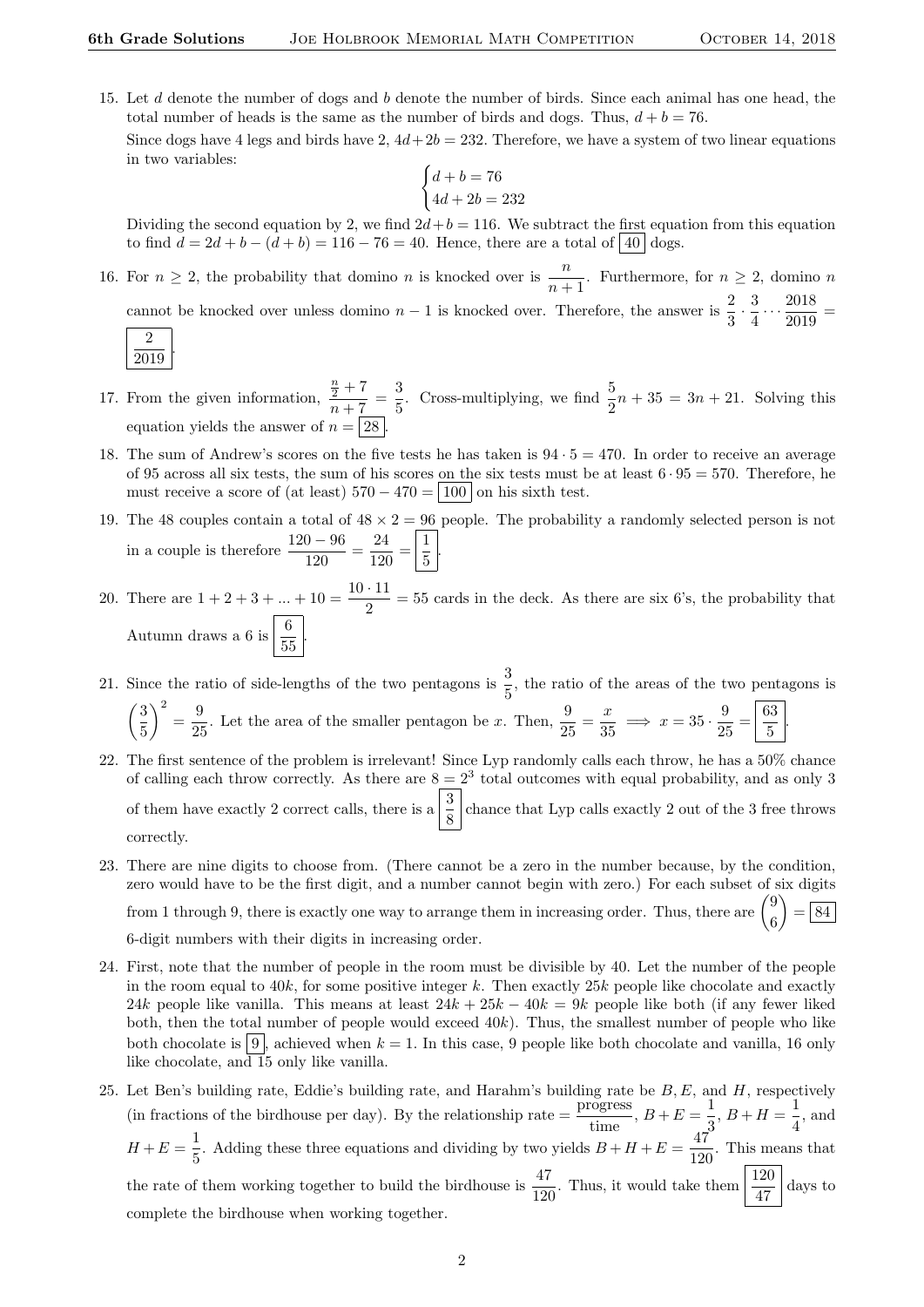15. Let $d$ denote the number of dogs and $b$ denote the number of birds. Since each animal has one head, the total number of heads is the same as the number of birds and dogs. Thus, $d + b = 76$.

    Since dogs have 4 legs and birds have 2, $4d + 2b = 232$. Therefore, we have a system of two linear equations in two variables:

    $$\begin{cases} d + b = 76 \\ 4d + 2b = 232 \end{cases}$$

    Dividing the second equation by 2, we find $2d + b = 116$. We subtract the first equation from this equation to find $d = 2d + b - (d + b) = 116 - 76 = 40$. Hence, there are a total of $\boxed{40}$ dogs.

16. For $n \geq 2$, the probability that domino $n$ is knocked over is $\frac{n}{n+1}$. Furthermore, for $n \geq 2$, domino $n$ cannot be knocked over unless domino $n-1$ is knocked over. Therefore, the answer is $\frac{2}{3} \cdot \frac{3}{4} \cdots \frac{2018}{2019} = \boxed{\frac{2}{2019}}$.

17. From the given information, $\frac{\frac{n}{2} + 7}{n + 7} = \frac{3}{5}$. Cross-multiplying, we find $\frac{5}{2}n + 35 = 3n + 21$. Solving this equation yields the answer of $n = \boxed{28}$.

18. The sum of Andrew's scores on the five tests he has taken is $94 \cdot 5 = 470$. In order to receive an average of 95 across all six tests, the sum of his scores on the six tests must be at least $6 \cdot 95 = 570$. Therefore, he must receive a score of (at least) $570 - 470 = \boxed{100}$ on his sixth test.

19. The 48 couples contain a total of $48 \times 2 = 96$ people. The probability a randomly selected person is not in a couple is therefore $\frac{120 - 96}{120} = \frac{24}{120} = \boxed{\frac{1}{5}}$.

20. There are $1 + 2 + 3 + ... + 10 = \frac{10 \cdot 11}{2} = 55$ cards in the deck. As there are six 6's, the probability that Autumn draws a 6 is $\boxed{\frac{6}{55}}$.

21. Since the ratio of side-lengths of the two pentagons is $\frac{3}{5}$, the ratio of the areas of the two pentagons is $\left(\frac{3}{5}\right)^2 = \frac{9}{25}$. Let the area of the smaller pentagon be $x$. Then, $\frac{9}{25} = \frac{x}{35} \implies x = 35 \cdot \frac{9}{25} = \boxed{\frac{63}{5}}$.

22. The first sentence of the problem is irrelevant! Since Lyp randomly calls each throw, he has a 50% chance of calling each throw correctly. As there are $8 = 2^3$ total outcomes with equal probability, and as only 3 of them have exactly 2 correct calls, there is a $\boxed{\frac{3}{8}}$ chance that Lyp calls exactly 2 out of the 3 free throws correctly.

23. There are nine digits to choose from. (There cannot be a zero in the number because, by the condition, zero would have to be the first digit, and a number cannot begin with zero.) For each subset of six digits from 1 through 9, there is exactly one way to arrange them in increasing order. Thus, there are $\binom{9}{6} = \boxed{84}$ 6-digit numbers with their digits in increasing order.

24. First, note that the number of people in the room must be divisible by 40. Let the number of the people in the room equal to $40k$, for some positive integer $k$. Then exactly $25k$ people like chocolate and exactly $24k$ people like vanilla. This means at least $24k + 25k - 40k = 9k$ people like both (if any fewer liked both, then the total number of people would exceed $40k$). Thus, the smallest number of people who like both chocolate is $\boxed{9}$, achieved when $k = 1$. In this case, 9 people like both chocolate and vanilla, 16 only like chocolate, and 15 only like vanilla.

25. Let Ben's building rate, Eddie's building rate, and Harahm's building rate be $B, E,$ and $H$, respectively (in fractions of the birdhouse per day). By the relationship rate $= \frac{\text{progress}}{\text{time}}$, $B + E = \frac{1}{3}$, $B + H = \frac{1}{4}$, and $H + E = \frac{1}{5}$. Adding these three equations and dividing by two yields $B + H + E = \frac{47}{120}$. This means that the rate of them working together to build the birdhouse is $\frac{47}{120}$. Thus, it would take them $\boxed{\frac{120}{47}}$ days to complete the birdhouse when working together.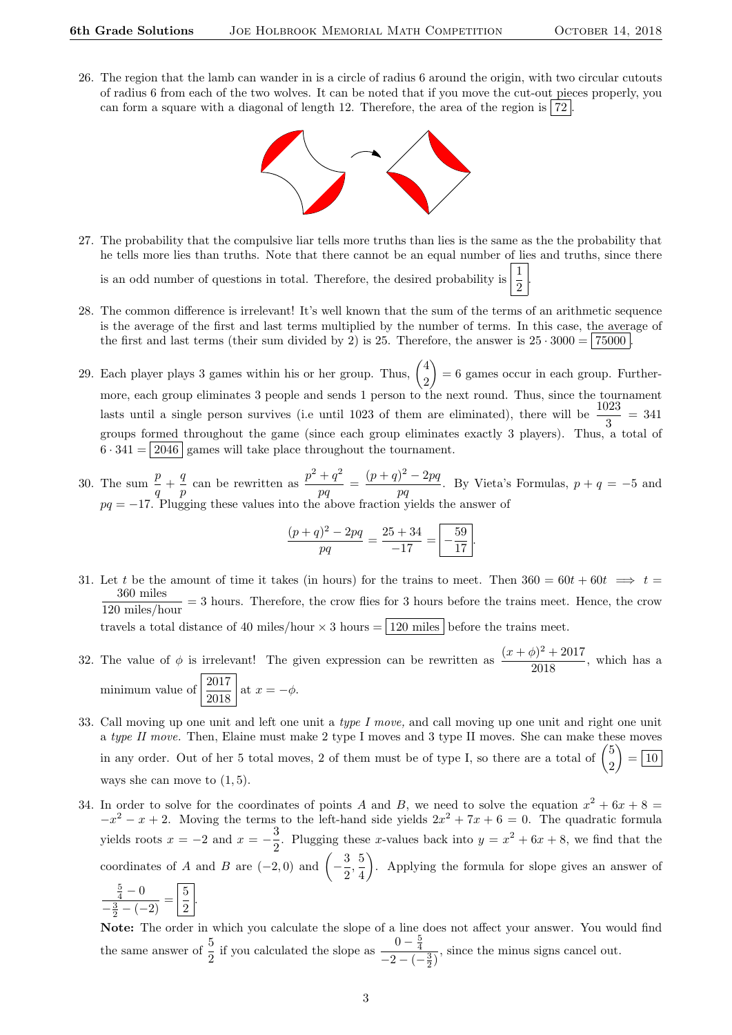26. The region that the lamb can wander in is a circle of radius 6 around the origin, with two circular cutouts of radius 6 from each of the two wolves. It can be noted that if you move the cut-out pieces properly, you can form a square with a diagonal of length 12. Therefore, the area of the region is $\boxed{72}$.

27. The probability that the compulsive liar tells more truths than lies is the same as the the probability that he tells more lies than truths. Note that there cannot be an equal number of lies and truths, since there is an odd number of questions in total. Therefore, the desired probability is $\boxed{\frac{1}{2}}$.

28. The common difference is irrelevant! It's well known that the sum of the terms of an arithmetic sequence is the average of the first and last terms multiplied by the number of terms. In this case, the average of the first and last terms (their sum divided by 2) is 25. Therefore, the answer is $25 \cdot 3000 = \boxed{75000}$.

29. Each player plays 3 games within his or her group. Thus, $\binom{4}{2} = 6$ games occur in each group. Furthermore, each group eliminates 3 people and sends 1 person to the next round. Thus, since the tournament lasts until a single person survives (i.e until 1023 of them are eliminated), there will be $\frac{1023}{3} = 341$ groups formed throughout the game (since each group eliminates exactly 3 players). Thus, a total of $6 \cdot 341 = \boxed{2046}$ games will take place throughout the tournament.

30. The sum $\frac{p}{q} + \frac{q}{p}$ can be rewritten as $\frac{p^2+q^2}{pq} = \frac{(p+q)^2 - 2pq}{pq}$. By Vieta's Formulas, $p+q = -5$ and $pq = -17$. Plugging these values into the above fraction yields the answer of

$$\frac{(p+q)^2 - 2pq}{pq} = \frac{25+34}{-17} = \boxed{-\frac{59}{17}}.$$

31. Let $t$ be the amount of time it takes (in hours) for the trains to meet. Then $360 = 60t + 60t \implies t = \frac{360 \text{ miles}}{120 \text{ miles/hour}} = 3$ hours. Therefore, the crow flies for 3 hours before the trains meet. Hence, the crow travels a total distance of 40 miles/hour $\times$ 3 hours $= \boxed{120 \text{ miles}}$ before the trains meet.

32. The value of $\phi$ is irrelevant! The given expression can be rewritten as $\frac{(x+\phi)^2 + 2017}{2018}$, which has a minimum value of $\boxed{\frac{2017}{2018}}$ at $x = -\phi$.

33. Call moving up one unit and left one unit a *type I move,* and call moving up one unit and right one unit a *type II move.* Then, Elaine must make 2 type I moves and 3 type II moves. She can make these moves in any order. Out of her 5 total moves, 2 of them must be of type I, so there are a total of $\binom{5}{2} = \boxed{10}$ ways she can move to $(1, 5)$.

34. In order to solve for the coordinates of points $A$ and $B$, we need to solve the equation $x^2 + 6x + 8 = -x^2 - x + 2$. Moving the terms to the left-hand side yields $2x^2 + 7x + 6 = 0$. The quadratic formula yields roots $x = -2$ and $x = -\frac{3}{2}$. Plugging these $x$-values back into $y = x^2 + 6x + 8$, we find that the coordinates of $A$ and $B$ are $(-2, 0)$ and $\left(-\frac{3}{2}, \frac{5}{4}\right)$. Applying the formula for slope gives an answer of $\frac{\frac{5}{4} - 0}{-\frac{3}{2} - (-2)} = \boxed{\frac{5}{2}}$.

    **Note:** The order in which you calculate the slope of a line does not affect your answer. You would find the same answer of $\frac{5}{2}$ if you calculated the slope as $\frac{0 - \frac{5}{4}}{-2 - (-\frac{3}{2})}$, since the minus signs cancel out.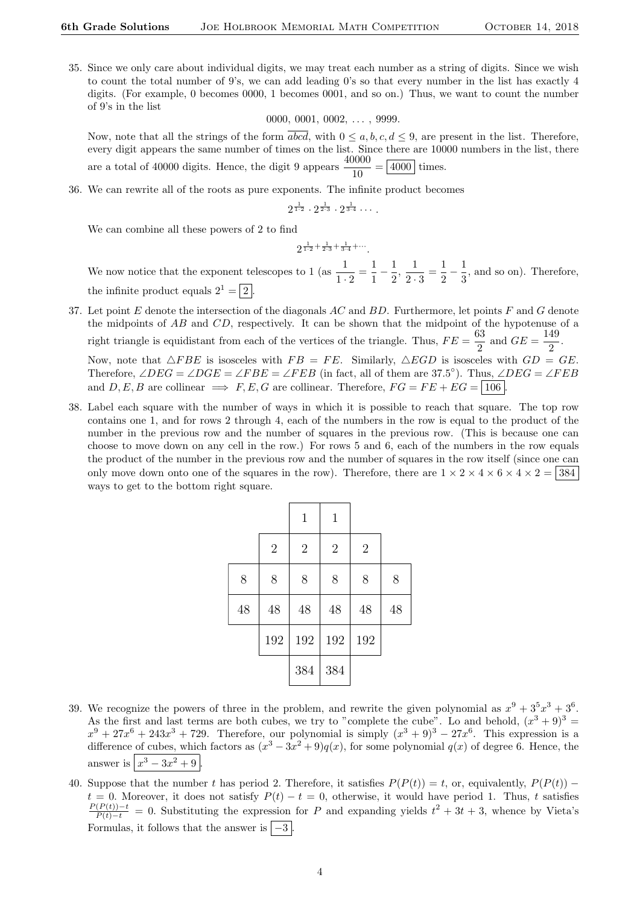35. Since we only care about individual digits, we may treat each number as a string of digits. Since we wish to count the total number of 9's, we can add leading 0's so that every number in the list has exactly 4 digits. (For example, 0 becomes 0000, 1 becomes 0001, and so on.) Thus, we want to count the number of 9's in the list

$$0000,\ 0001,\ 0002,\ \ldots,\ 9999.$$

Now, note that all the strings of the form $\overline{abcd}$, with $0 \leq a, b, c, d \leq 9$, are present in the list. Therefore, every digit appears the same number of times on the list. Since there are 10000 numbers in the list, there are a total of 40000 digits. Hence, the digit 9 appears $\frac{40000}{10} = \boxed{4000}$ times.

36. We can rewrite all of the roots as pure exponents. The infinite product becomes

$$2^{\frac{1}{1\cdot 2}} \cdot 2^{\frac{1}{2\cdot 3}} \cdot 2^{\frac{1}{3\cdot 4}} \cdots.$$

We can combine all these powers of 2 to find

$$2^{\frac{1}{1\cdot 2} + \frac{1}{2\cdot 3} + \frac{1}{3\cdot 4} + \cdots}.$$

We now notice that the exponent telescopes to 1 (as $\frac{1}{1\cdot 2} = \frac{1}{1} - \frac{1}{2}$, $\frac{1}{2\cdot 3} = \frac{1}{2} - \frac{1}{3}$, and so on). Therefore, the infinite product equals $2^1 = \boxed{2}$.

37. Let point $E$ denote the intersection of the diagonals $AC$ and $BD$. Furthermore, let points $F$ and $G$ denote the midpoints of $AB$ and $CD$, respectively. It can be shown that the midpoint of the hypotenuse of a right triangle is equidistant from each of the vertices of the triangle. Thus, $FE = \frac{63}{2}$ and $GE = \frac{149}{2}$.

Now, note that $\triangle FBE$ is isosceles with $FB = FE$. Similarly, $\triangle EGD$ is isosceles with $GD = GE$. Therefore, $\angle DEG = \angle DGE = \angle FBE = \angle FEB$ (in fact, all of them are $37.5^\circ$). Thus, $\angle DEG = \angle FEB$ and $D, E, B$ are collinear $\implies$ $F, E, G$ are collinear. Therefore, $FG = FE + EG = \boxed{106}$.

38. Label each square with the number of ways in which it is possible to reach that square. The top row contains one 1, and for rows 2 through 4, each of the numbers in the row is equal to the product of the number in the previous row and the number of squares in the previous row. (This is because one can choose to move down on any cell in the row.) For rows 5 and 6, each of the numbers in the row equals the product of the number in the previous row and the number of squares in the row itself (since one can only move down onto one of the squares in the row). Therefore, there are $1 \times 2 \times 4 \times 6 \times 4 \times 2 = \boxed{384}$ ways to get to the bottom right square.

| | | | | | |
|---|---|---|---|---|---|
| | | 1 | 1 | | |
| | 2 | 2 | 2 | 2 | |
| 8 | 8 | 8 | 8 | 8 | 8 |
| 48 | 48 | 48 | 48 | 48 | 48 |
| | 192 | 192 | 192 | 192 | |
| | | 384 | 384 | | |

39. We recognize the powers of three in the problem, and rewrite the given polynomial as $x^9 + 3^5x^3 + 3^6$. As the first and last terms are both cubes, we try to "complete the cube". Lo and behold, $(x^3+9)^3 = x^9 + 27x^6 + 243x^3 + 729$. Therefore, our polynomial is simply $(x^3+9)^3 - 27x^6$. This expression is a difference of cubes, which factors as $(x^3 - 3x^2 + 9)q(x)$, for some polynomial $q(x)$ of degree 6. Hence, the answer is $\boxed{x^3 - 3x^2 + 9}$.

40. Suppose that the number $t$ has period 2. Therefore, it satisfies $P(P(t)) = t$, or, equivalently, $P(P(t)) - t = 0$. Moreover, it does not satisfy $P(t) - t = 0$, otherwise, it would have period 1. Thus, $t$ satisfies $\frac{P(P(t))-t}{P(t)-t} = 0$. Substituting the expression for $P$ and expanding yields $t^2 + 3t + 3$, whence by Vieta's Formulas, it follows that the answer is $\boxed{-3}$.